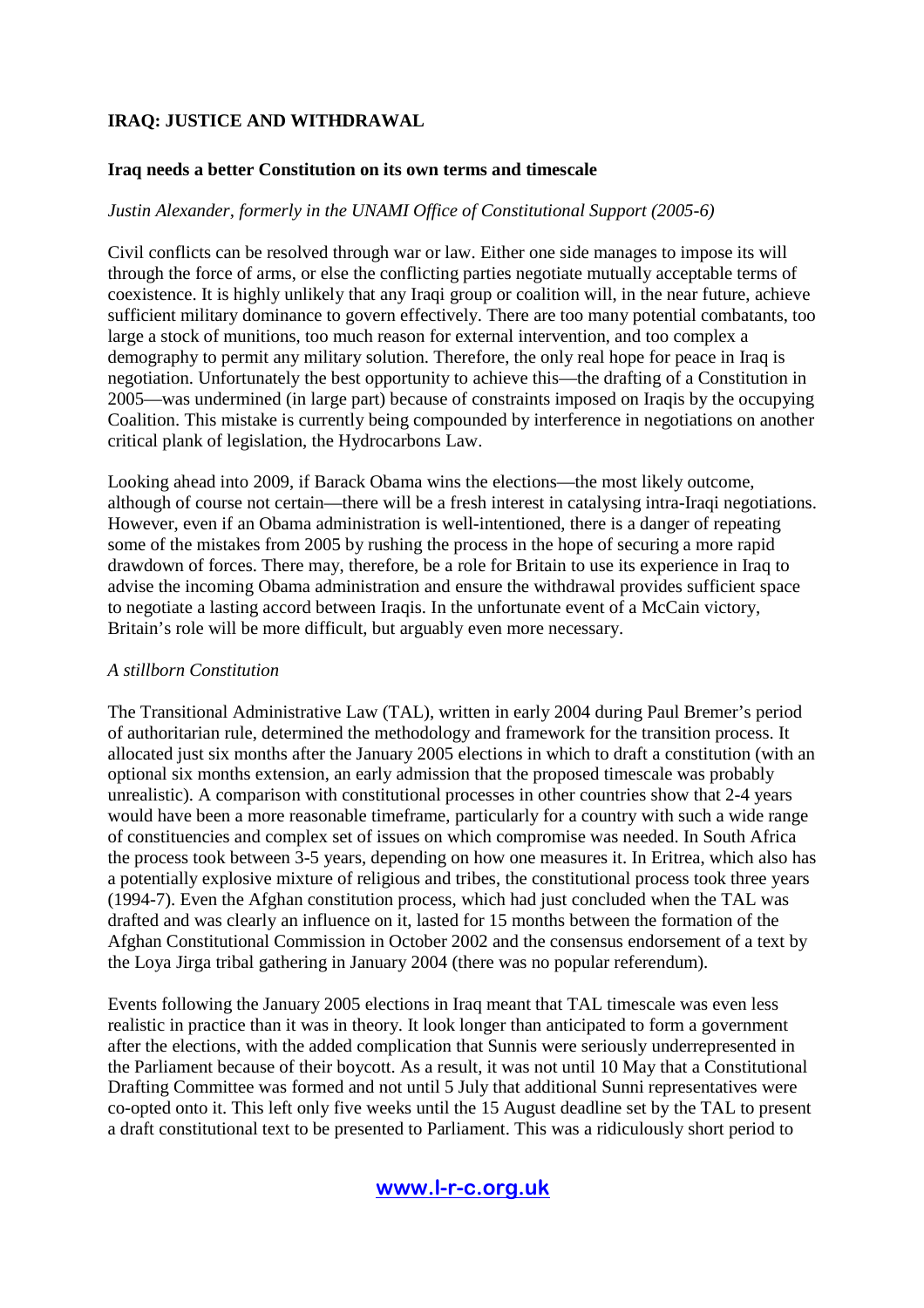# IRAQ: JUSTICE AND WITHDRAWAL

## Iraq needs a better Constitution on its own terms and timescale

*Justin Alexander, formerly in the UNAMI Office of Constitutional Support (2005-6)*

Civil conflicts can be resolved through war or law. Either one side manages to impose its will through the force of arms, or else the conflicting parties negotiate mutually acceptable terms of coexistence. It is highly unlikely that any Iraqi group or coalition will, in the near future, achieve sufficient military dominance to govern effectively. There are too many potential combatants, too large a stock of munitions, too much reason for external intervention, and too complex a demography to permit any military solution. Therefore, the only real hope for peace in Iraq is negotiation. Unfortunately the best opportunity to achieve this—the drafting of a Constitution in 2005—was undermined (in large part) because of constraints imposed on Iraqis by the occupying Coalition. This mistake is currently being compounded by interference in negotiations on another critical plank of legislation, the Hydrocarbons Law.

Looking ahead into 2009, if Barack Obama wins the elections—the most likely outcome, although of course not certain—there will be a fresh interest in catalysing intra-Iraqi negotiations. However, even if an Obama administration is well-intentioned, there is a danger of repeating some of the mistakes from 2005 by rushing the process in the hope of securing a more rapid drawdown of forces. There may, therefore, be a role for Britain to use its experience in Iraq to advise the incoming Obama administration and ensure the withdrawal provides sufficient space to negotiate a lasting accord between Iraqis. In the unfortunate event of a McCain victory, Britain's role will be more difficult, but arguably even more necessary.

### *A stillborn Constitution*

The Transitional Administrative Law (TAL), written in early 2004 during Paul Bremer's period of authoritarian rule, determined the methodology and framework for the transition process. It allocated just six months after the January 2005 elections in which to draft a constitution (with an optional six months extension, an early admission that the proposed timescale was probably unrealistic). A comparison with constitutional processes in other countries show that 2-4 years would have been a more reasonable timeframe, particularly for a country with such a wide range of constituencies and complex set of issues on which compromise was needed. In South Africa the process took between 3-5 years, depending on how one measures it. In Eritrea, which also has a potentially explosive mixture of religious and tribes, the constitutional process took three years (1994-7). Even the Afghan constitution process, which had just concluded when the TAL was drafted and was clearly an influence on it, lasted for 15 months between the formation of the Afghan Constitutional Commission in October 2002 and the consensus endorsement of a text by the Loya Jirga tribal gathering in January 2004 (there was no popular referendum).

Events following the January 2005 elections in Iraq meant that TAL timescale was even less realistic in practice than it was in theory. It look longer than anticipated to form a government after the elections, with the added complication that Sunnis were seriously underrepresented in the Parliament because of their boycott. As a result, it was not until 10 May that a Constitutional Drafting Committee was formed and not until 5 July that additional Sunni representatives were co-opted onto it. This left only five weeks until the 15 August deadline set by the TAL to present a draft constitutional text to be presented to Parliament. This was a ridiculously short period to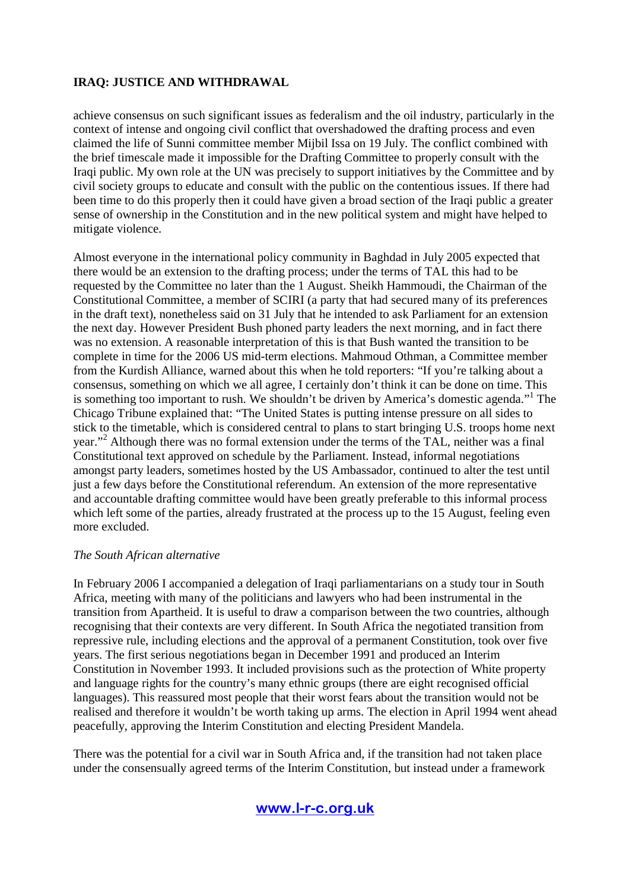achieve consensus on such significant issues as federalism and the oil industry, particularly in the context of intense and ongoing civil conflict that overshadowed the drafting process and even claimed the life of Sunni committee member Mijbil Issa on 19 July. The conflict combined with the brief timescale made it impossible for the Drafting Committee to properly consult with the Iraqi public. My own role at the UN was precisely to support initiatives by the Committee and by civil society groups to educate and consult with the public on the contentious issues. If there had been time to do this properly then it could have given a broad section of the Iraqi public a greater sense of ownership in the Constitution and in the new political system and might have helped to mitigate violence.

Almost everyone in the international policy community in Baghdad in July 2005 expected that there would be an extension to the drafting process; under the terms of TAL this had to be requested by the Committee no later than the 1 August. Sheikh Hammoudi, the Chairman of the Constitutional Committee, a member of SCIRI (a party that had secured many of its preferences in the draft text), nonetheless said on 31 July that he intended to ask Parliament for an extension the next day. However President Bush phoned party leaders the next morning, and in fact there was no extension. A reasonable interpretation of this is that Bush wanted the transition to be complete in time for the 2006 US mid-term elections. Mahmoud Othman, a Committee member from the Kurdish Alliance, warned about this when he told reporters: "If you're talking about a consensus, something on which we all agree, I certainly don't think it can be done on time. This is something too important to rush. We shouldn't be driven by America's domestic agenda."[1] The Chicago Tribune explained that: "The United States is putting intense pressure on all sides to stick to the timetable, which is considered central to plans to start bringing U.S. troops home next year."[2] Although there was no formal extension under the terms of the TAL, neither was a final Constitutional text approved on schedule by the Parliament. Instead, informal negotiations amongst party leaders, sometimes hosted by the US Ambassador, continued to alter the test until just a few days before the Constitutional referendum. An extension of the more representative and accountable drafting committee would have been greatly preferable to this informal process which left some of the parties, already frustrated at the process up to the 15 August, feeling even more excluded.

*The South African alternative*

In February 2006 I accompanied a delegation of Iraqi parliamentarians on a study tour in South Africa, meeting with many of the politicians and lawyers who had been instrumental in the transition from Apartheid. It is useful to draw a comparison between the two countries, although recognising that their contexts are very different. In South Africa the negotiated transition from repressive rule, including elections and the approval of a permanent Constitution, took over five years. The first serious negotiations began in December 1991 and produced an Interim Constitution in November 1993. It included provisions such as the protection of White property and language rights for the country's many ethnic groups (there are eight recognised official languages). This reassured most people that their worst fears about the transition would not be realised and therefore it wouldn't be worth taking up arms. The election in April 1994 went ahead peacefully, approving the Interim Constitution and electing President Mandela.

There was the potential for a civil war in South Africa and, if the transition had not taken place under the consensually agreed terms of the Interim Constitution, but instead under a framework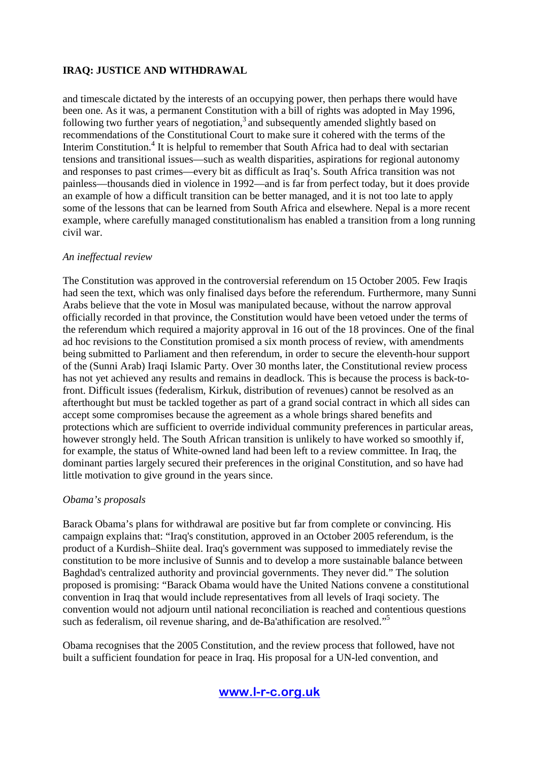and timescale dictated by the interests of an occupying power, then perhaps there would have been one. As it was, a permanent Constitution with a bill of rights was adopted in May 1996, following two further years of negotiation,[3] and subsequently amended slightly based on recommendations of the Constitutional Court to make sure it cohered with the terms of the Interim Constitution.[4] It is helpful to remember that South Africa had to deal with sectarian tensions and transitional issues—such as wealth disparities, aspirations for regional autonomy and responses to past crimes—every bit as difficult as Iraq's. South Africa transition was not painless—thousands died in violence in 1992—and is far from perfect today, but it does provide an example of how a difficult transition can be better managed, and it is not too late to apply some of the lessons that can be learned from South Africa and elsewhere. Nepal is a more recent example, where carefully managed constitutionalism has enabled a transition from a long running civil war.

### *An ineffectual review*

The Constitution was approved in the controversial referendum on 15 October 2005. Few Iraqis had seen the text, which was only finalised days before the referendum. Furthermore, many Sunni Arabs believe that the vote in Mosul was manipulated because, without the narrow approval officially recorded in that province, the Constitution would have been vetoed under the terms of the referendum which required a majority approval in 16 out of the 18 provinces. One of the final ad hoc revisions to the Constitution promised a six month process of review, with amendments being submitted to Parliament and then referendum, in order to secure the eleventh-hour support of the (Sunni Arab) Iraqi Islamic Party. Over 30 months later, the Constitutional review process has not yet achieved any results and remains in deadlock. This is because the process is back-to-front. Difficult issues (federalism, Kirkuk, distribution of revenues) cannot be resolved as an afterthought but must be tackled together as part of a grand social contract in which all sides can accept some compromises because the agreement as a whole brings shared benefits and protections which are sufficient to override individual community preferences in particular areas, however strongly held. The South African transition is unlikely to have worked so smoothly if, for example, the status of White-owned land had been left to a review committee. In Iraq, the dominant parties largely secured their preferences in the original Constitution, and so have had little motivation to give ground in the years since.

### *Obama's proposals*

Barack Obama's plans for withdrawal are positive but far from complete or convincing. His campaign explains that: "Iraq's constitution, approved in an October 2005 referendum, is the product of a Kurdish–Shiite deal. Iraq's government was supposed to immediately revise the constitution to be more inclusive of Sunnis and to develop a more sustainable balance between Baghdad's centralized authority and provincial governments. They never did." The solution proposed is promising: "Barack Obama would have the United Nations convene a constitutional convention in Iraq that would include representatives from all levels of Iraqi society. The convention would not adjourn until national reconciliation is reached and contentious questions such as federalism, oil revenue sharing, and de-Ba'athification are resolved."[5]

Obama recognises that the 2005 Constitution, and the review process that followed, have not built a sufficient foundation for peace in Iraq. His proposal for a UN-led convention, and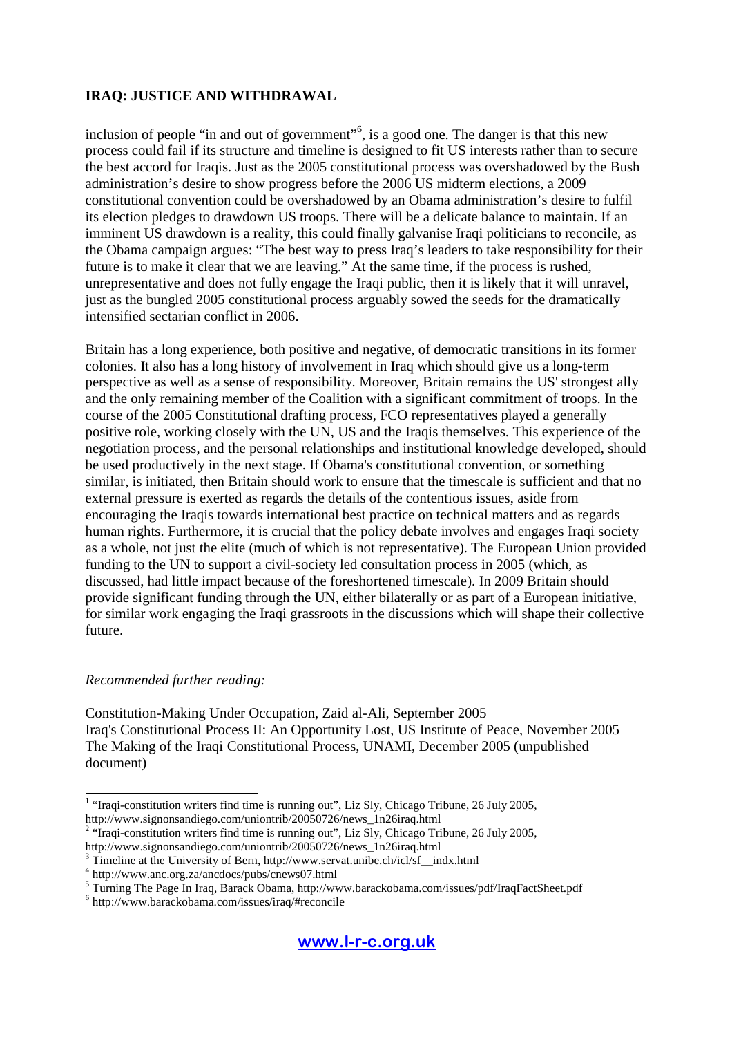inclusion of people "in and out of government"[6], is a good one. The danger is that this new process could fail if its structure and timeline is designed to fit US interests rather than to secure the best accord for Iraqis. Just as the 2005 constitutional process was overshadowed by the Bush administration's desire to show progress before the 2006 US midterm elections, a 2009 constitutional convention could be overshadowed by an Obama administration's desire to fulfil its election pledges to drawdown US troops. There will be a delicate balance to maintain. If an imminent US drawdown is a reality, this could finally galvanise Iraqi politicians to reconcile, as the Obama campaign argues: "The best way to press Iraq's leaders to take responsibility for their future is to make it clear that we are leaving." At the same time, if the process is rushed, unrepresentative and does not fully engage the Iraqi public, then it is likely that it will unravel, just as the bungled 2005 constitutional process arguably sowed the seeds for the dramatically intensified sectarian conflict in 2006.

Britain has a long experience, both positive and negative, of democratic transitions in its former colonies. It also has a long history of involvement in Iraq which should give us a long-term perspective as well as a sense of responsibility. Moreover, Britain remains the US' strongest ally and the only remaining member of the Coalition with a significant commitment of troops. In the course of the 2005 Constitutional drafting process, FCO representatives played a generally positive role, working closely with the UN, US and the Iraqis themselves. This experience of the negotiation process, and the personal relationships and institutional knowledge developed, should be used productively in the next stage. If Obama's constitutional convention, or something similar, is initiated, then Britain should work to ensure that the timescale is sufficient and that no external pressure is exerted as regards the details of the contentious issues, aside from encouraging the Iraqis towards international best practice on technical matters and as regards human rights. Furthermore, it is crucial that the policy debate involves and engages Iraqi society as a whole, not just the elite (much of which is not representative). The European Union provided funding to the UN to support a civil-society led consultation process in 2005 (which, as discussed, had little impact because of the foreshortened timescale). In 2009 Britain should provide significant funding through the UN, either bilaterally or as part of a European initiative, for similar work engaging the Iraqi grassroots in the discussions which will shape their collective future.

*Recommended further reading:*

Constitution-Making Under Occupation, Zaid al-Ali, September 2005
Iraq's Constitutional Process II: An Opportunity Lost, US Institute of Peace, November 2005
The Making of the Iraqi Constitutional Process, UNAMI, December 2005 (unpublished document)

---

[1] "Iraqi-constitution writers find time is running out", Liz Sly, Chicago Tribune, 26 July 2005, http://www.signonsandiego.com/uniontrib/20050726/news_1n26iraq.html
[2] "Iraqi-constitution writers find time is running out", Liz Sly, Chicago Tribune, 26 July 2005, http://www.signonsandiego.com/uniontrib/20050726/news_1n26iraq.html
[3] Timeline at the University of Bern, http://www.servat.unibe.ch/icl/sf__indx.html
[4] http://www.anc.org.za/ancdocs/pubs/cnews07.html
[5] Turning The Page In Iraq, Barack Obama, http://www.barackobama.com/issues/pdf/IraqFactSheet.pdf
[6] http://www.barackobama.com/issues/iraq/#reconcile